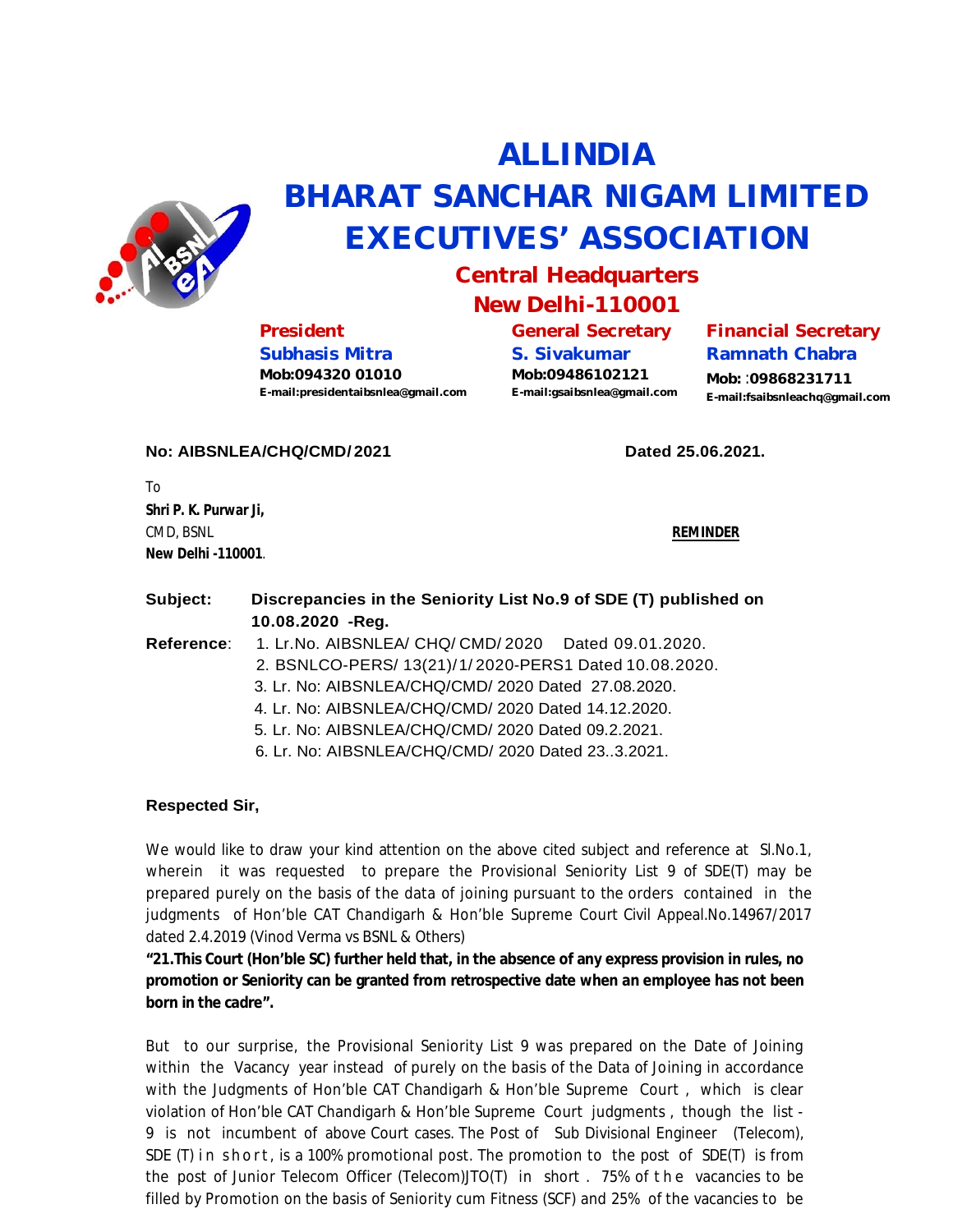# ALLINDIA
# BHARAT SANCHAR NIGAM LIMITED
# EXECUTIVES' ASSOCIATION

## Central Headquarters
## New Delhi-110001

**President**
**Subhasis Mitra**
**Mob:094320 01010**
**E-mail:presidentaibsnlea@gmail.com**

**General Secretary**
**S. Sivakumar**
**Mob:09486102121**
**E-mail:gsaibsnlea@gmail.com**

**Financial Secretary**
**Ramnath Chabra**
**Mob: :09868231711**
**E-mail:fsaibsnleachq@gmail.com**

**No: AIBSNLEA/CHQ/CMD/2021** **Dated 25.06.2021.**

To
**Shri P. K. Purwar Ji,**
CMD, BSNL
**New Delhi -110001**.

**REMINDER**

**Subject:** **Discrepancies in the Seniority List No.9 of SDE (T) published on 10.08.2020 -Reg.**

**Reference**:
1. Lr.No. AIBSNLEA/ CHQ/ CMD/ 2020 Dated 09.01.2020.
2. BSNLCO-PERS/ 13(21)/1/2020-PERS1 Dated 10.08.2020.
3. Lr. No: AIBSNLEA/CHQ/CMD/ 2020 Dated 27.08.2020.
4. Lr. No: AIBSNLEA/CHQ/CMD/ 2020 Dated 14.12.2020.
5. Lr. No: AIBSNLEA/CHQ/CMD/ 2020 Dated 09.2.2021.
6. Lr. No: AIBSNLEA/CHQ/CMD/ 2020 Dated 23..3.2021.

**Respected Sir,**

We would like to draw your kind attention on the above cited subject and reference at Sl.No.1, wherein it was requested to prepare the Provisional Seniority List 9 of SDE(T) may be prepared purely on the basis of the data of joining pursuant to the orders contained in the judgments of Hon'ble CAT Chandigarh & Hon'ble Supreme Court Civil Appeal.No.14967/2017 dated 2.4.2019 (Vinod Verma vs BSNL & Others)

**"21.This Court (Hon'ble SC) further held that, in the absence of any express provision in rules, no promotion or Seniority can be granted from retrospective date when an employee has not been born in the cadre".**

But to our surprise, the Provisional Seniority List 9 was prepared on the Date of Joining within the Vacancy year instead of purely on the basis of the Data of Joining in accordance with the Judgments of Hon'ble CAT Chandigarh & Hon'ble Supreme Court , which is clear violation of Hon'ble CAT Chandigarh & Hon'ble Supreme Court judgments , though the list - 9 is not incumbent of above Court cases. The Post of Sub Divisional Engineer (Telecom), SDE (T) in short, is a 100% promotional post. The promotion to the post of SDE(T) is from the post of Junior Telecom Officer (Telecom)JTO(T) in short . 75% of the vacancies to be filled by Promotion on the basis of Seniority cum Fitness (SCF) and 25% of the vacancies to be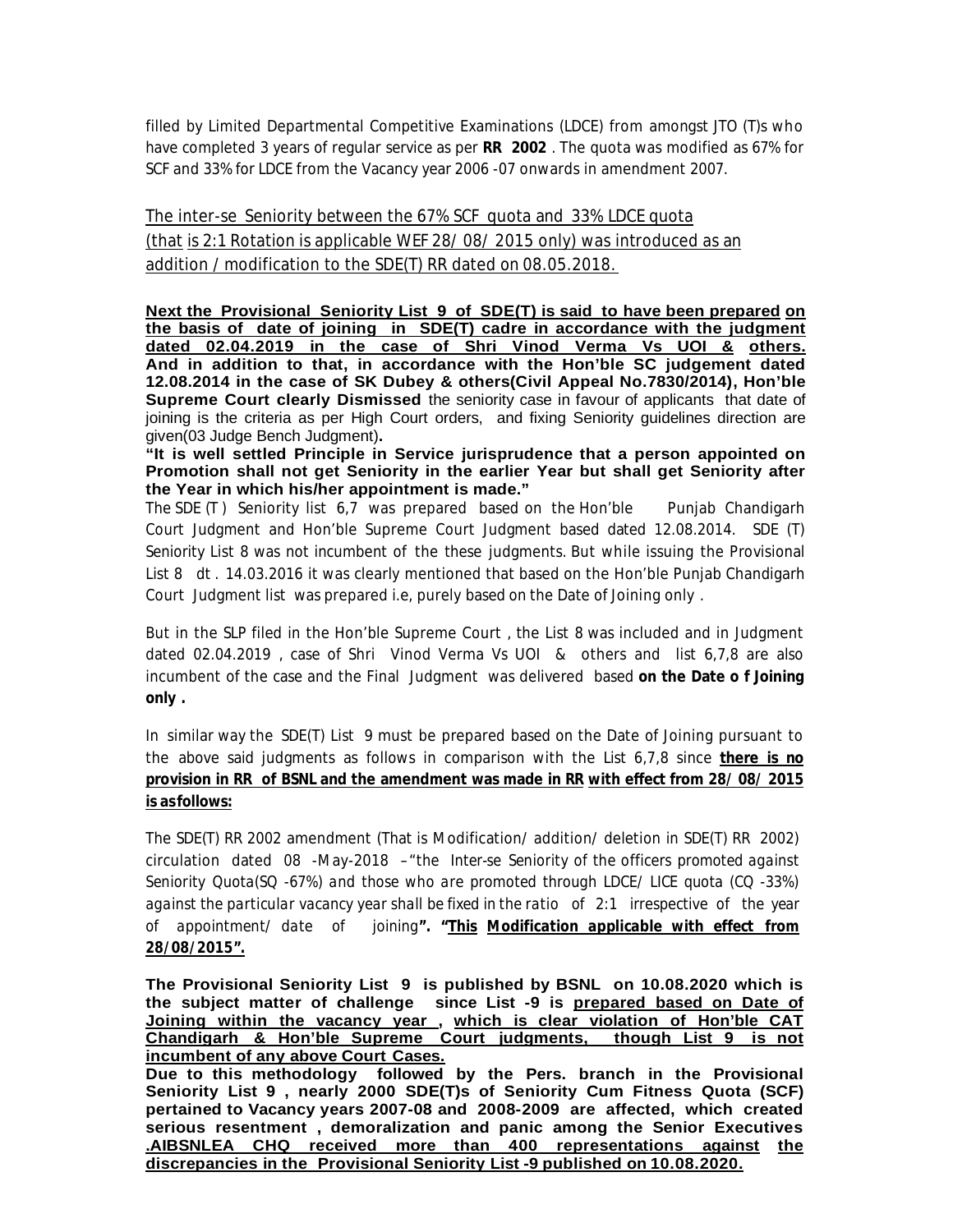filled by Limited Departmental Competitive Examinations (LDCE) from amongst JTO (T)s who have completed 3 years of regular service as per **RR 2002** . The quota was modified as 67% for SCF and 33% for LDCE from the Vacancy year 2006 -07 onwards in amendment 2007.

<u>The inter-se Seniority between the 67% SCF quota and 33% LDCE quota (that is 2:1 Rotation is applicable WEF 28/ 08/ 2015 only) was introduced as an addition / modification to the SDE(T) RR dated on 08.05.2018.</u>

**<u>Next the Provisional Seniority List 9 of SDE(T) is said to have been prepared on the basis of date of joining in SDE(T) cadre in accordance with the judgment dated 02.04.2019 in the case of Shri Vinod Verma Vs UOI & others.</u> And in addition to that, in accordance with the Hon'ble SC judgement dated 12.08.2014 in the case of SK Dubey & others(Civil Appeal No.7830/2014), Hon'ble Supreme Court clearly Dismissed** the seniority case in favour of applicants that date of joining is the criteria as per High Court orders, and fixing Seniority guidelines direction are given(03 Judge Bench Judgment)**.**

**"It is well settled Principle in Service jurisprudence that a person appointed on Promotion shall not get Seniority in the earlier Year but shall get Seniority after the Year in which his/her appointment is made."**

The SDE (T ) Seniority list 6,7 was prepared based on the Hon'ble Punjab Chandigarh Court Judgment and Hon'ble Supreme Court Judgment based dated 12.08.2014. SDE (T) Seniority List 8 was not incumbent of the these judgments. But while issuing the Provisional List 8 dt . 14.03.2016 it was clearly mentioned that based on the Hon'ble Punjab Chandigarh Court Judgment list was prepared i.e, purely based on the Date of Joining only .

But in the SLP filed in the Hon'ble Supreme Court , the List 8 was included and in Judgment dated 02.04.2019 , case of Shri Vinod Verma Vs UOI & others and list 6,7,8 are also incumbent of the case and the Final Judgment was delivered based **on the Date o f Joining only .**

In similar way the SDE(T) List 9 must be prepared based on the Date of Joining pursuant to the above said judgments as follows in comparison with the List 6,7,8 since **<u>there is no provision in RR of BSNL and the amendment was made in RR with effect from 28/ 08/ 2015 is asfollows:</u>**

The SDE(T) RR 2002 amendment (That is Modification/ addition/ deletion in SDE(T) RR 2002) circulation dated 08 -May-2018 –*"the Inter-se Seniority of the officers promoted against Seniority Quota(SQ -67%) and those who are promoted through LDCE/ LICE quota (CQ -33%) against the particular vacancy year shall be fixed in the ratio of 2:1 irrespective of the year of appointment/ date of joining***". "<u>This Modification applicable with effect from 28/08/2015".</u>**

**The Provisional Seniority List 9 is published by BSNL on 10.08.2020 which is the subject matter of challenge since List -9 is <u>prepared based on Date of Joining within the vacancy year</u> , <u>which is clear violation of Hon'ble CAT Chandigarh & Hon'ble Supreme Court judgments, though List 9 is not incumbent of any above Court Cases.</u>**

**Due to this methodology followed by the Pers. branch in the Provisional Seniority List 9 , nearly 2000 SDE(T)s of Seniority Cum Fitness Quota (SCF) pertained to Vacancy years 2007-08 and 2008-2009 are affected, which created serious resentment , demoralization and panic among the Senior Executives <u>.AIBSNLEA CHQ received more than 400 representations against the discrepancies in the Provisional Seniority List -9 published on 10.08.2020.</u>**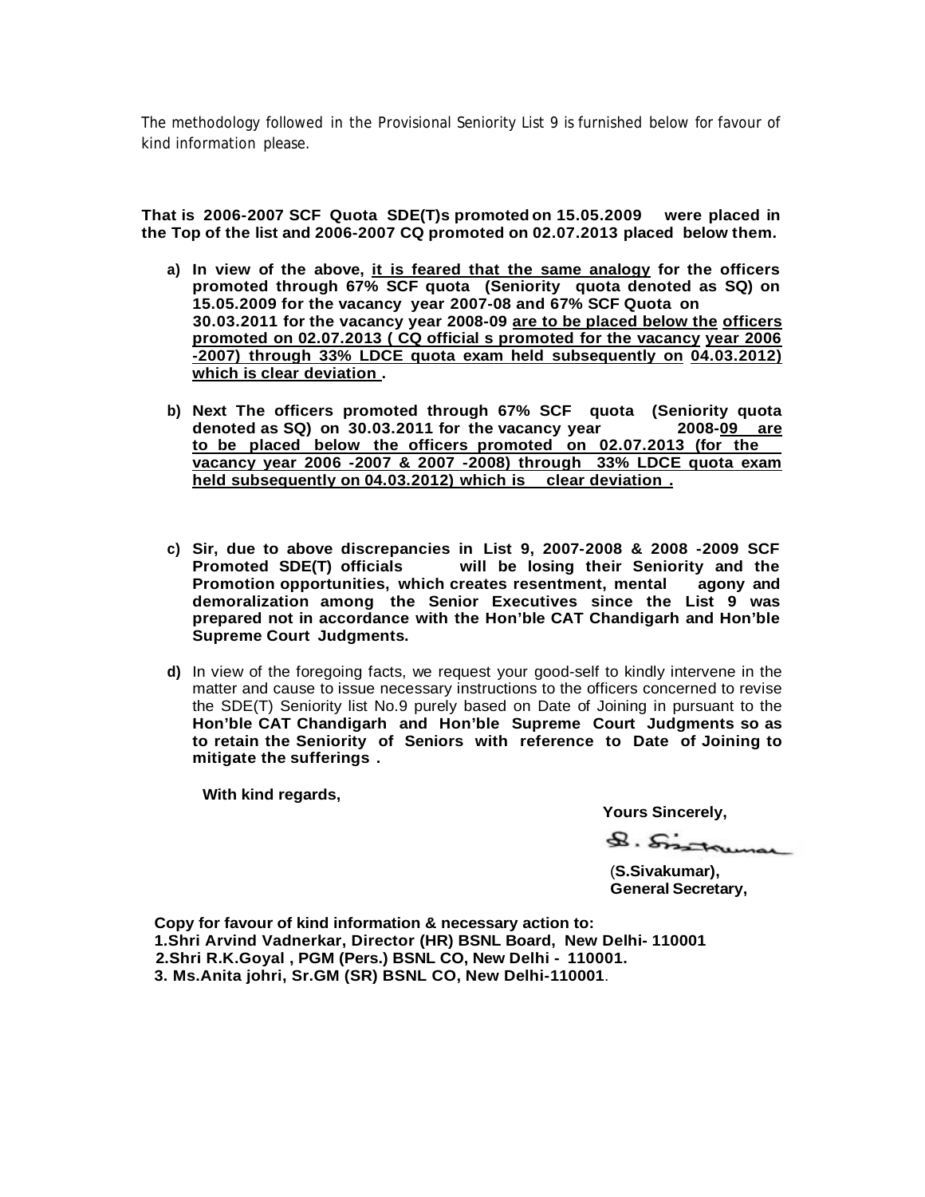The methodology followed in the Provisional Seniority List 9 is furnished below for favour of kind information please.

**That is 2006-2007 SCF Quota SDE(T)s promoted on 15.05.2009 were placed in the Top of the list and 2006-2007 CQ promoted on 02.07.2013 placed below them.**

a) **In view of the above, it is feared that the same analogy for the officers promoted through 67% SCF quota (Seniority quota denoted as SQ) on 15.05.2009 for the vacancy year 2007-08 and 67% SCF Quota on 30.03.2011 for the vacancy year 2008-09 are to be placed below the officers promoted on 02.07.2013 ( CQ official s promoted for the vacancy year 2006 -2007) through 33% LDCE quota exam held subsequently on 04.03.2012) which is clear deviation .**

b) **Next The officers promoted through 67% SCF quota (Seniority quota denoted as SQ) on 30.03.2011 for the vacancy year 2008-09 are to be placed below the officers promoted on 02.07.2013 (for the vacancy year 2006 -2007 & 2007 -2008) through 33% LDCE quota exam held subsequently on 04.03.2012) which is clear deviation .**

c) **Sir, due to above discrepancies in List 9, 2007-2008 & 2008 -2009 SCF Promoted SDE(T) officials will be losing their Seniority and the Promotion opportunities, which creates resentment, mental agony and demoralization among the Senior Executives since the List 9 was prepared not in accordance with the Hon'ble CAT Chandigarh and Hon'ble Supreme Court Judgments.**

d) In view of the foregoing facts, we request your good-self to kindly intervene in the matter and cause to issue necessary instructions to the officers concerned to revise the SDE(T) Seniority list No.9 purely based on Date of Joining in pursuant to the **Hon'ble CAT Chandigarh and Hon'ble Supreme Court Judgments so as to retain the Seniority of Seniors with reference to Date of Joining to mitigate the sufferings .**

**With kind regards,**

**Yours Sincerely,**

S. Sivakumar

(**S.Sivakumar),**
**General Secretary,**

**Copy for favour of kind information & necessary action to:**
**1.Shri Arvind Vadnerkar, Director (HR) BSNL Board, New Delhi- 110001**
**2.Shri R.K.Goyal , PGM (Pers.) BSNL CO, New Delhi - 110001.**
**3. Ms.Anita johri, Sr.GM (SR) BSNL CO, New Delhi-110001**.